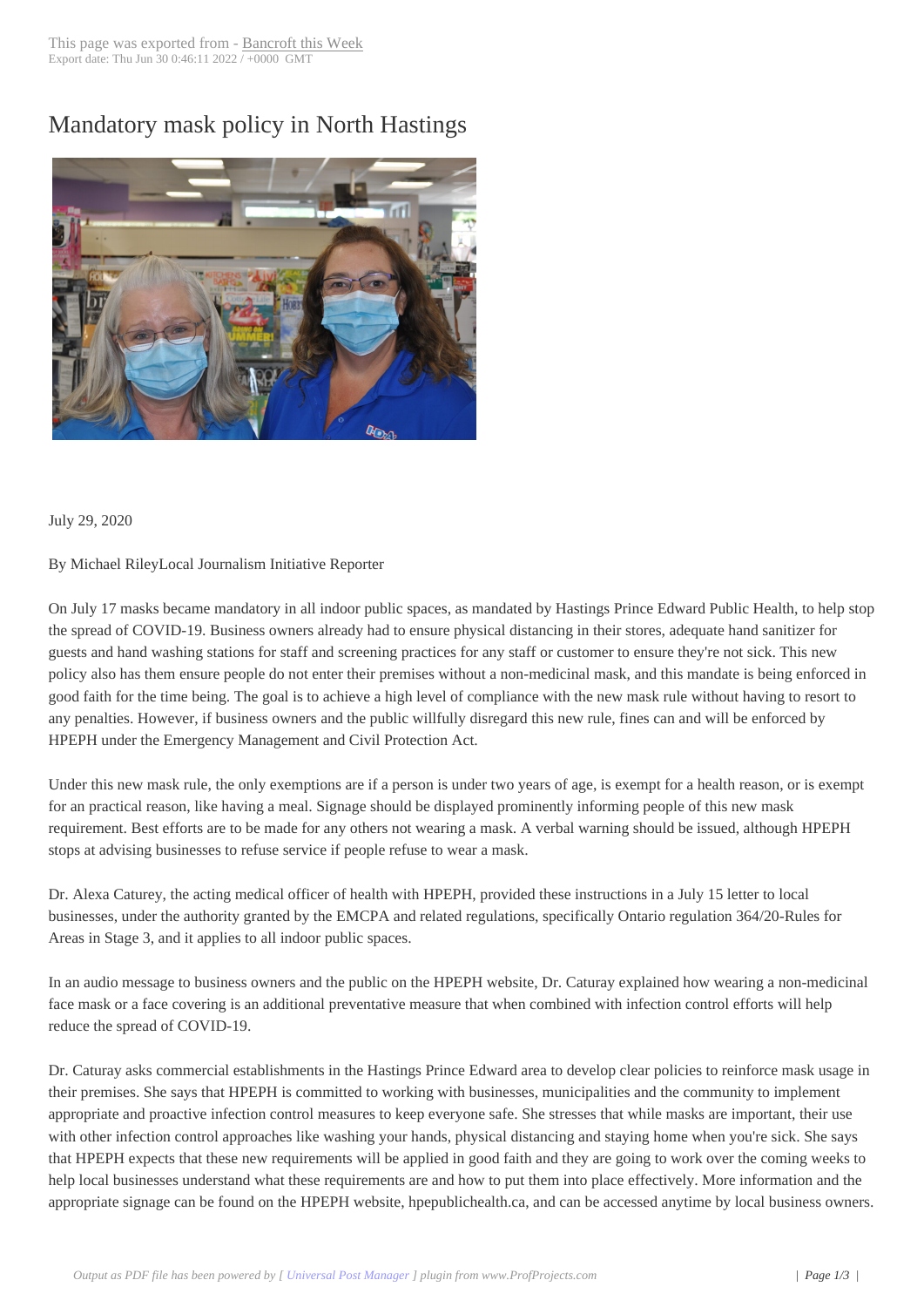# Mandatory mask policy in North Hastings

July 29, 2020

By Michael RileyLocal Journalism Initiative Reporter

On July 17 masks became mandatory in all indoor public spaces, as mandated by Hastings Prince Edward Public Health, to help stop the spread of COVID-19. Business owners already had to ensure physical distancing in their stores, adequate hand sanitizer for guests and hand washing stations for staff and screening practices for any staff or customer to ensure they're not sick. This new policy also has them ensure people do not enter their premises without a non-medicinal mask, and this mandate is being enforced in good faith for the time being. The goal is to achieve a high level of compliance with the new mask rule without having to resort to any penalties. However, if business owners and the public willfully disregard this new rule, fines can and will be enforced by HPEPH under the Emergency Management and Civil Protection Act.

Under this new mask rule, the only exemptions are if a person is under two years of age, is exempt for a health reason, or is exempt for an practical reason, like having a meal. Signage should be displayed prominently informing people of this new mask requirement. Best efforts are to be made for any others not wearing a mask. A verbal warning should be issued, although HPEPH stops at advising businesses to refuse service if people refuse to wear a mask.

Dr. Alexa Caturey, the acting medical officer of health with HPEPH, provided these instructions in a July 15 letter to local businesses, under the authority granted by the EMCPA and related regulations, specifically Ontario regulation 364/20-Rules for Areas in Stage 3, and it applies to all indoor public spaces.

In an audio message to business owners and the public on the HPEPH website, Dr. Caturay explained how wearing a non-medicinal face mask or a face covering is an additional preventative measure that when combined with infection control efforts will help reduce the spread of COVID-19.

Dr. Caturay asks commercial establishments in the Hastings Prince Edward area to develop clear policies to reinforce mask usage in their premises. She says that HPEPH is committed to working with businesses, municipalities and the community to implement appropriate and proactive infection control measures to keep everyone safe. She stresses that while masks are important, their use with other infection control approaches like washing your hands, physical distancing and staying home when you're sick. She says that HPEPH expects that these new requirements will be applied in good faith and they are going to work over the coming weeks to help local businesses understand what these requirements are and how to put them into place effectively. More information and the appropriate signage can be found on the HPEPH website, hpepublichealth.ca, and can be accessed anytime by local business owners.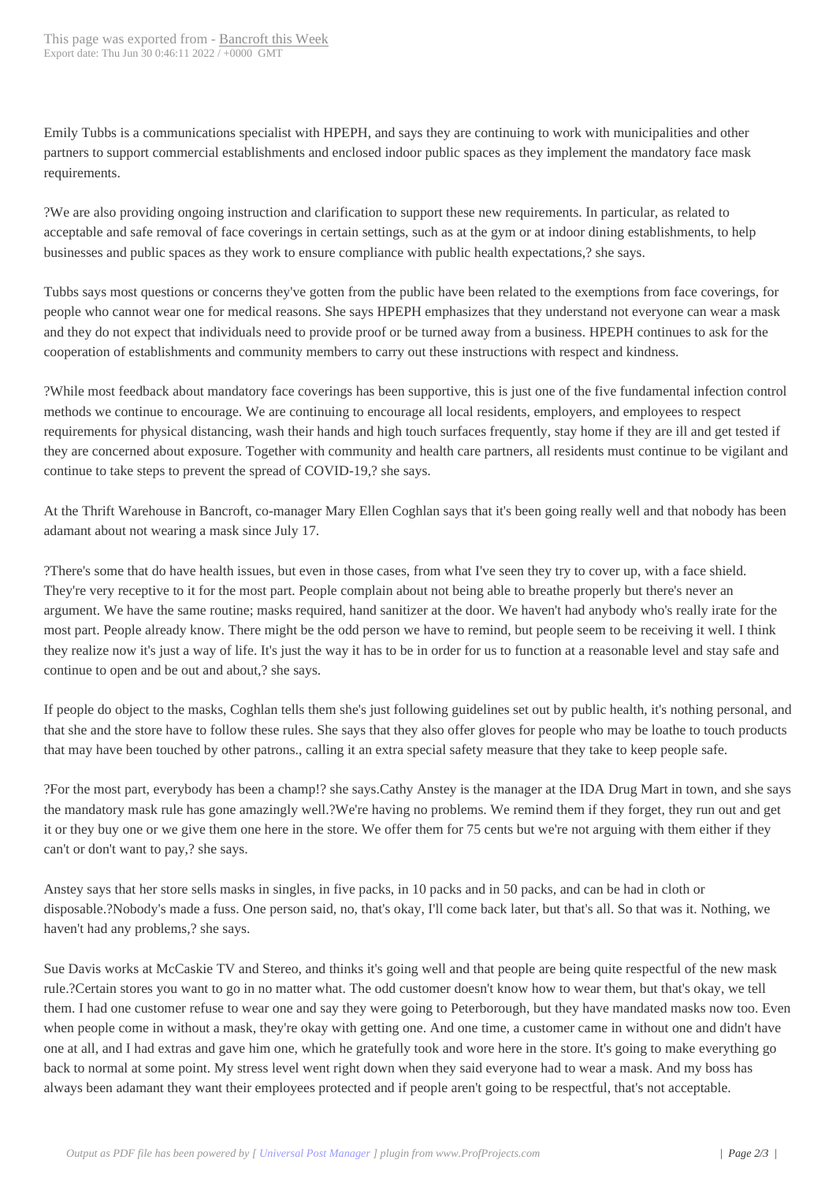Emily Tubbs is a communications specialist with HPEPH, and says they are continuing to work with municipalities and other partners to support commercial establishments and enclosed indoor public spaces as they implement the mandatory face mask requirements.

?We are also providing ongoing instruction and clarification to support these new requirements. In particular, as related to acceptable and safe removal of face coverings in certain settings, such as at the gym or at indoor dining establishments, to help businesses and public spaces as they work to ensure compliance with public health expectations,? she says.

Tubbs says most questions or concerns they've gotten from the public have been related to the exemptions from face coverings, for people who cannot wear one for medical reasons. She says HPEPH emphasizes that they understand not everyone can wear a mask and they do not expect that individuals need to provide proof or be turned away from a business. HPEPH continues to ask for the cooperation of establishments and community members to carry out these instructions with respect and kindness.

?While most feedback about mandatory face coverings has been supportive, this is just one of the five fundamental infection control methods we continue to encourage. We are continuing to encourage all local residents, employers, and employees to respect requirements for physical distancing, wash their hands and high touch surfaces frequently, stay home if they are ill and get tested if they are concerned about exposure. Together with community and health care partners, all residents must continue to be vigilant and continue to take steps to prevent the spread of COVID-19,? she says.

At the Thrift Warehouse in Bancroft, co-manager Mary Ellen Coghlan says that it's been going really well and that nobody has been adamant about not wearing a mask since July 17.

?There's some that do have health issues, but even in those cases, from what I've seen they try to cover up, with a face shield. They're very receptive to it for the most part. People complain about not being able to breathe properly but there's never an argument. We have the same routine; masks required, hand sanitizer at the door. We haven't had anybody who's really irate for the most part. People already know. There might be the odd person we have to remind, but people seem to be receiving it well. I think they realize now it's just a way of life. It's just the way it has to be in order for us to function at a reasonable level and stay safe and continue to open and be out and about,? she says.

If people do object to the masks, Coghlan tells them she's just following guidelines set out by public health, it's nothing personal, and that she and the store have to follow these rules. She says that they also offer gloves for people who may be loathe to touch products that may have been touched by other patrons., calling it an extra special safety measure that they take to keep people safe.

?For the most part, everybody has been a champ!? she says.Cathy Anstey is the manager at the IDA Drug Mart in town, and she says the mandatory mask rule has gone amazingly well.?We're having no problems. We remind them if they forget, they run out and get it or they buy one or we give them one here in the store. We offer them for 75 cents but we're not arguing with them either if they can't or don't want to pay,? she says.

Anstey says that her store sells masks in singles, in five packs, in 10 packs and in 50 packs, and can be had in cloth or disposable.?Nobody's made a fuss. One person said, no, that's okay, I'll come back later, but that's all. So that was it. Nothing, we haven't had any problems,? she says.

Sue Davis works at McCaskie TV and Stereo, and thinks it's going well and that people are being quite respectful of the new mask rule.?Certain stores you want to go in no matter what. The odd customer doesn't know how to wear them, but that's okay, we tell them. I had one customer refuse to wear one and say they were going to Peterborough, but they have mandated masks now too. Even when people come in without a mask, they're okay with getting one. And one time, a customer came in without one and didn't have one at all, and I had extras and gave him one, which he gratefully took and wore here in the store. It's going to make everything go back to normal at some point. My stress level went right down when they said everyone had to wear a mask. And my boss has always been adamant they want their employees protected and if people aren't going to be respectful, that's not acceptable.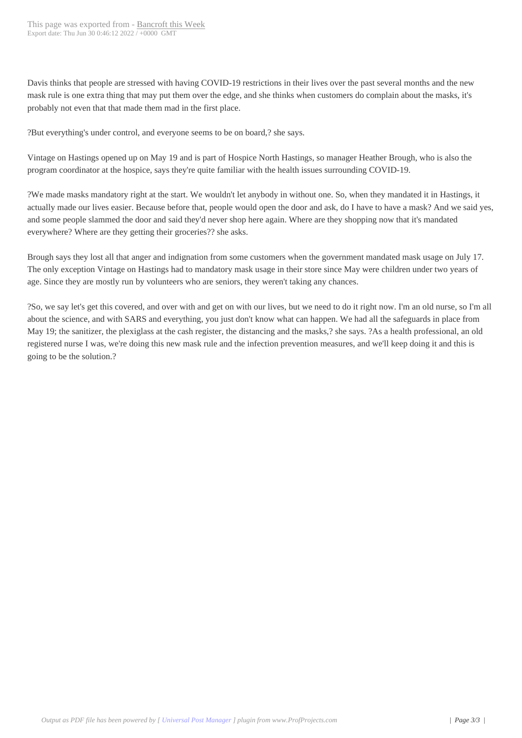Davis thinks that people are stressed with having COVID-19 restrictions in their lives over the past several months and the new mask rule is one extra thing that may put them over the edge, and she thinks when customers do complain about the masks, it's probably not even that that made them mad in the first place.

?But everything's under control, and everyone seems to be on board,? she says.

Vintage on Hastings opened up on May 19 and is part of Hospice North Hastings, so manager Heather Brough, who is also the program coordinator at the hospice, says they're quite familiar with the health issues surrounding COVID-19.

?We made masks mandatory right at the start. We wouldn't let anybody in without one. So, when they mandated it in Hastings, it actually made our lives easier. Because before that, people would open the door and ask, do I have to have a mask? And we said yes, and some people slammed the door and said they'd never shop here again. Where are they shopping now that it's mandated everywhere? Where are they getting their groceries?? she asks.

Brough says they lost all that anger and indignation from some customers when the government mandated mask usage on July 17. The only exception Vintage on Hastings had to mandatory mask usage in their store since May were children under two years of age. Since they are mostly run by volunteers who are seniors, they weren't taking any chances.

?So, we say let's get this covered, and over with and get on with our lives, but we need to do it right now. I'm an old nurse, so I'm all about the science, and with SARS and everything, you just don't know what can happen. We had all the safeguards in place from May 19; the sanitizer, the plexiglass at the cash register, the distancing and the masks,? she says. ?As a health professional, an old registered nurse I was, we're doing this new mask rule and the infection prevention measures, and we'll keep doing it and this is going to be the solution.?